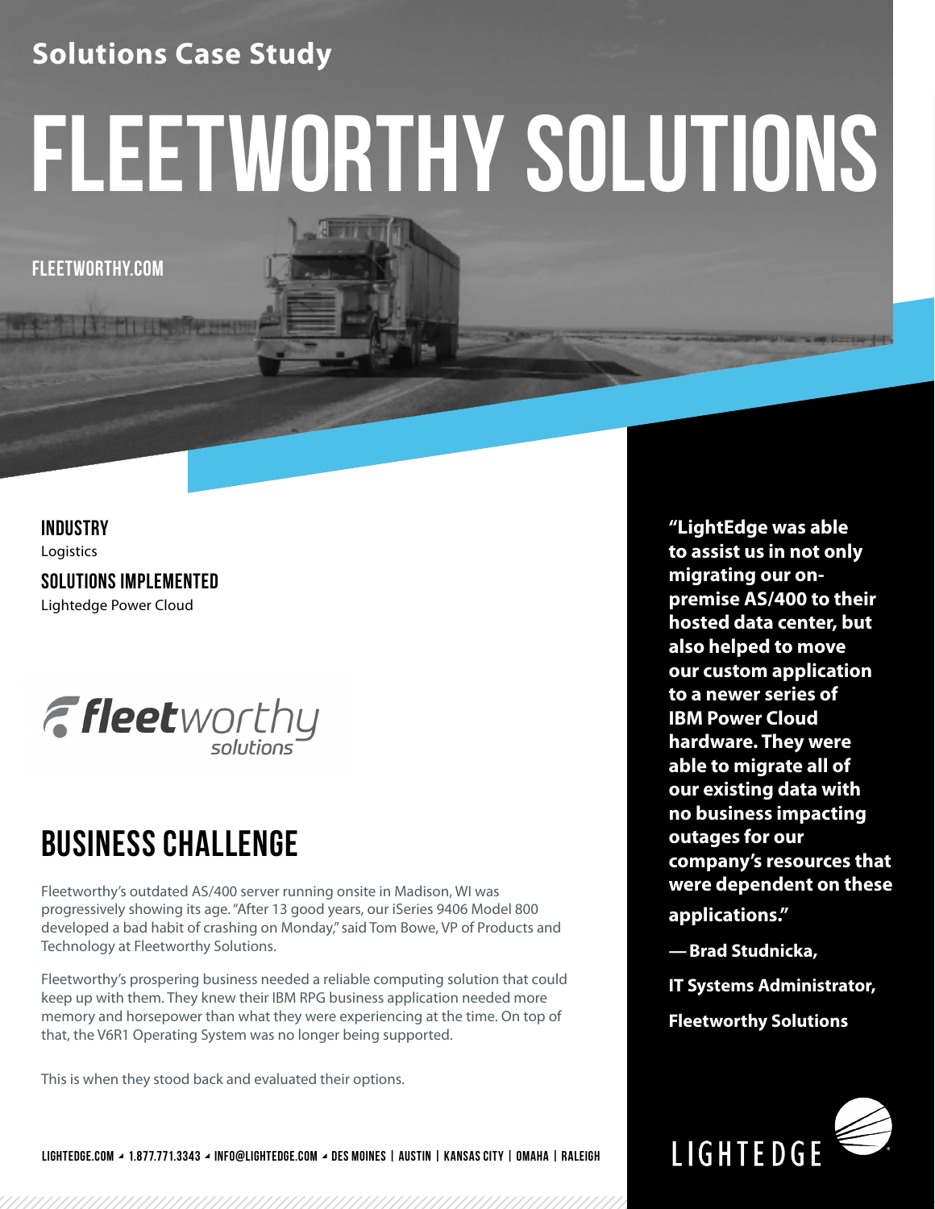Solutions Case Study

# FLEETWORTHY SOLUTIONS

FLEETWORTHY.COM

**INDUSTRY**
Logistics

**SOLUTIONS IMPLEMENTED**
Lightedge Power Cloud

## BUSINESS CHALLENGE

Fleetworthy's outdated AS/400 server running onsite in Madison, WI was progressively showing its age. "After 13 good years, our iSeries 9406 Model 800 developed a bad habit of crashing on Monday," said Tom Bowe, VP of Products and Technology at Fleetworthy Solutions.

Fleetworthy's prospering business needed a reliable computing solution that could keep up with them. They knew their IBM RPG business application needed more memory and horsepower than what they were experiencing at the time. On top of that, the V6R1 Operating System was no longer being supported.

This is when they stood back and evaluated their options.

**"LightEdge was able to assist us in not only migrating our on-premise AS/400 to their hosted data center, but also helped to move our custom application to a newer series of IBM Power Cloud hardware. They were able to migrate all of our existing data with no business impacting outages for our company's resources that were dependent on these applications."**

**— Brad Studnicka,**
**IT Systems Administrator,**
**Fleetworthy Solutions**

LIGHTEDGE.COM ◢ 1.877.771.3343 ◢ INFO@LIGHTEDGE.COM ◢ DES MOINES | AUSTIN | KANSAS CITY | OMAHA | RALEIGH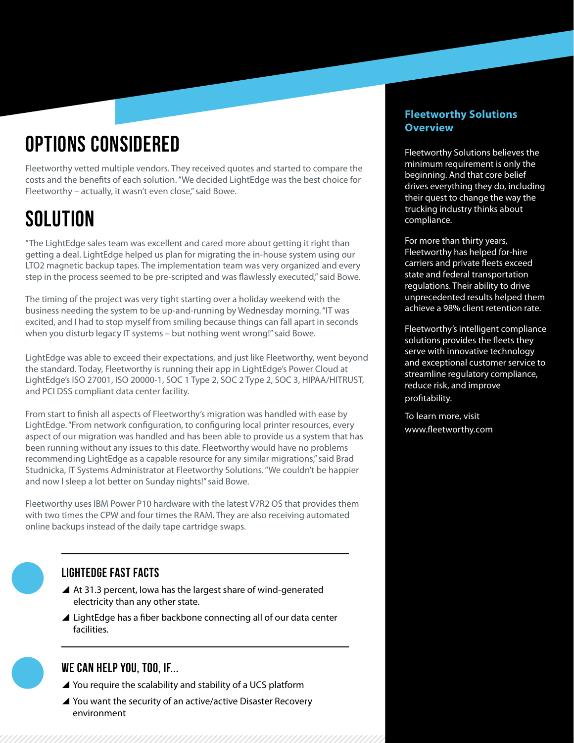# OPTIONS CONSIDERED

Fleetworthy vetted multiple vendors. They received quotes and started to compare the costs and the benefits of each solution. "We decided LightEdge was the best choice for Fleetworthy – actually, it wasn't even close," said Bowe.

# SOLUTION

"The LightEdge sales team was excellent and cared more about getting it right than getting a deal. LightEdge helped us plan for migrating the in-house system using our LTO2 magnetic backup tapes. The implementation team was very organized and every step in the process seemed to be pre-scripted and was flawlessly executed," said Bowe.

The timing of the project was very tight starting over a holiday weekend with the business needing the system to be up-and-running by Wednesday morning. "IT was excited, and I had to stop myself from smiling because things can fall apart in seconds when you disturb legacy IT systems – but nothing went wrong!" said Bowe.

LightEdge was able to exceed their expectations, and just like Fleetworthy, went beyond the standard. Today, Fleetworthy is running their app in LightEdge's Power Cloud at LightEdge's ISO 27001, ISO 20000-1, SOC 1 Type 2, SOC 2 Type 2, SOC 3, HIPAA/HITRUST, and PCI DSS compliant data center facility.

From start to finish all aspects of Fleetworthy's migration was handled with ease by LightEdge. "From network configuration, to configuring local printer resources, every aspect of our migration was handled and has been able to provide us a system that has been running without any issues to this date. Fleetworthy would have no problems recommending LightEdge as a capable resource for any similar migrations," said Brad Studnicka, IT Systems Administrator at Fleetworthy Solutions. "We couldn't be happier and now I sleep a lot better on Sunday nights!" said Bowe.

Fleetworthy uses IBM Power P10 hardware with the latest V7R2 OS that provides them with two times the CPW and four times the RAM. They are also receiving automated online backups instead of the daily tape cartridge swaps.

## LIGHTEDGE FAST FACTS

- At 31.3 percent, Iowa has the largest share of wind-generated electricity than any other state.
- LightEdge has a fiber backbone connecting all of our data center facilities.

## WE CAN HELP YOU, TOO, IF...

- You require the scalability and stability of a UCS platform
- You want the security of an active/active Disaster Recovery environment

## Fleetworthy Solutions Overview

Fleetworthy Solutions believes the minimum requirement is only the beginning. And that core belief drives everything they do, including their quest to change the way the trucking industry thinks about compliance.

For more than thirty years, Fleetworthy has helped for-hire carriers and private fleets exceed state and federal transportation regulations. Their ability to drive unprecedented results helped them achieve a 98% client retention rate.

Fleetworthy's intelligent compliance solutions provides the fleets they serve with innovative technology and exceptional customer service to streamline regulatory compliance, reduce risk, and improve profitability.

To learn more, visit www.fleetworthy.com